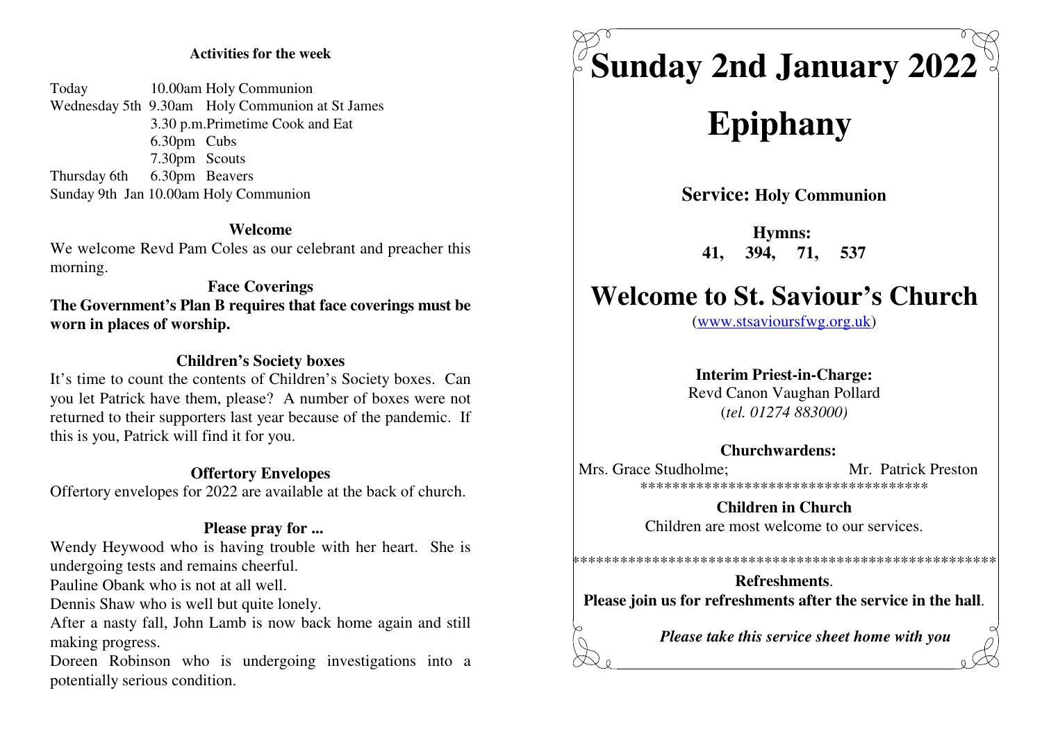**Activities for the week**

| | |
|---|---|
| Today | 10.00am Holy Communion |
| Wednesday 5th | 9.30am Holy Communion at St James |
| | 3.30 p.m. Primetime Cook and Eat |
| | 6.30pm Cubs |
| | 7.30pm Scouts |
| Thursday 6th | 6.30pm Beavers |
| Sunday 9th Jan | 10.00am Holy Communion |

**Welcome**

We welcome Revd Pam Coles as our celebrant and preacher this morning.

**Face Coverings**

**The Government's Plan B requires that face coverings must be worn in places of worship.**

**Children's Society boxes**

It's time to count the contents of Children's Society boxes. Can you let Patrick have them, please? A number of boxes were not returned to their supporters last year because of the pandemic. If this is you, Patrick will find it for you.

**Offertory Envelopes**

Offertory envelopes for 2022 are available at the back of church.

**Please pray for ...**

Wendy Heywood who is having trouble with her heart. She is undergoing tests and remains cheerful.

Pauline Obank who is not at all well.

Dennis Shaw who is well but quite lonely.

After a nasty fall, John Lamb is now back home again and still making progress.

Doreen Robinson who is undergoing investigations into a potentially serious condition.

# Sunday 2nd January 2022

# Epiphany

**Service: Holy Communion**

**Hymns:**
**41, 394, 71, 537**

# Welcome to St. Saviour's Church

(www.stsavioursfwg.org.uk)

**Interim Priest-in-Charge:**
Revd Canon Vaughan Pollard
(*tel. 01274 883000)*

**Churchwardens:**
Mrs. Grace Studholme; Mr. Patrick Preston

*************************************

**Children in Church**
Children are most welcome to our services.

*****************************************************

**Refreshments**.
**Please join us for refreshments after the service in the hall**.

***Please take this service sheet home with you***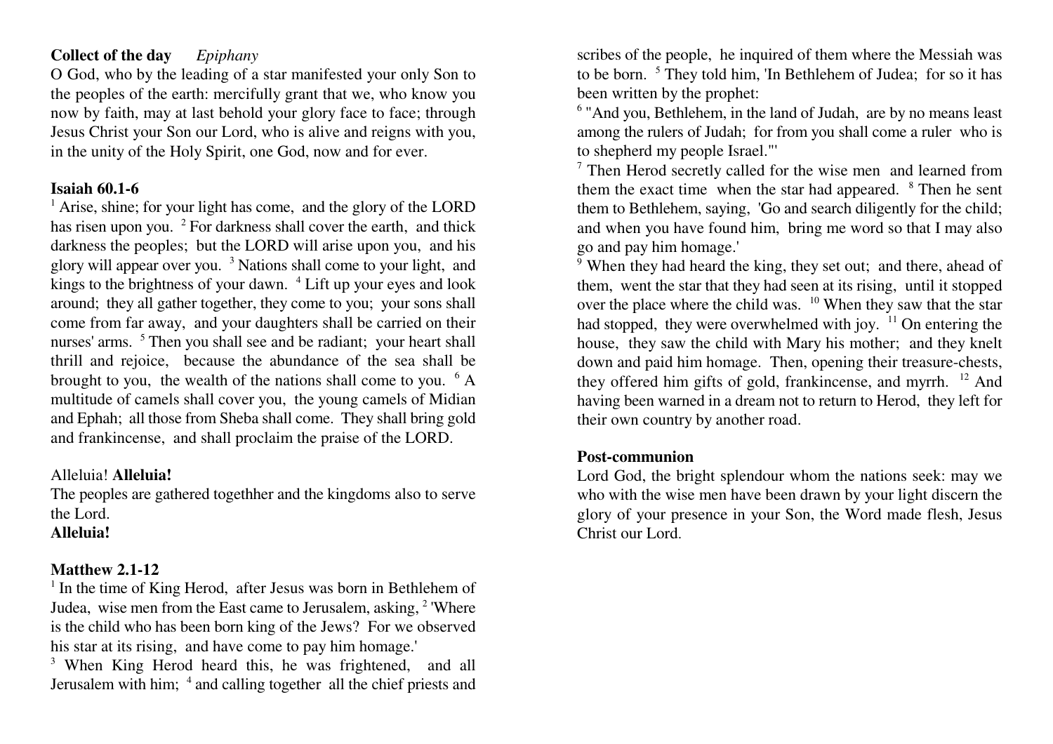**Collect of the day** *Epiphany*

O God, who by the leading of a star manifested your only Son to the peoples of the earth: mercifully grant that we, who know you now by faith, may at last behold your glory face to face; through Jesus Christ your Son our Lord, who is alive and reigns with you, in the unity of the Holy Spirit, one God, now and for ever.

**Isaiah 60.1-6**

[1] Arise, shine; for your light has come, and the glory of the LORD has risen upon you. [2] For darkness shall cover the earth, and thick darkness the peoples; but the LORD will arise upon you, and his glory will appear over you. [3] Nations shall come to your light, and kings to the brightness of your dawn. [4] Lift up your eyes and look around; they all gather together, they come to you; your sons shall come from far away, and your daughters shall be carried on their nurses' arms. [5] Then you shall see and be radiant; your heart shall thrill and rejoice, because the abundance of the sea shall be brought to you, the wealth of the nations shall come to you. [6] A multitude of camels shall cover you, the young camels of Midian and Ephah; all those from Sheba shall come. They shall bring gold and frankincense, and shall proclaim the praise of the LORD.

Alleluia! **Alleluia!**

The peoples are gathered togethher and the kingdoms also to serve the Lord.

**Alleluia!**

**Matthew 2.1-12**

[1] In the time of King Herod, after Jesus was born in Bethlehem of Judea, wise men from the East came to Jerusalem, asking, [2] 'Where is the child who has been born king of the Jews? For we observed his star at its rising, and have come to pay him homage.'

[3] When King Herod heard this, he was frightened, and all Jerusalem with him; [4] and calling together all the chief priests and scribes of the people, he inquired of them where the Messiah was to be born. [5] They told him, 'In Bethlehem of Judea; for so it has been written by the prophet:

[6] "And you, Bethlehem, in the land of Judah, are by no means least among the rulers of Judah; for from you shall come a ruler who is to shepherd my people Israel."'

[7] Then Herod secretly called for the wise men and learned from them the exact time when the star had appeared. [8] Then he sent them to Bethlehem, saying, 'Go and search diligently for the child; and when you have found him, bring me word so that I may also go and pay him homage.'

[9] When they had heard the king, they set out; and there, ahead of them, went the star that they had seen at its rising, until it stopped over the place where the child was. [10] When they saw that the star had stopped, they were overwhelmed with joy. [11] On entering the house, they saw the child with Mary his mother; and they knelt down and paid him homage. Then, opening their treasure-chests, they offered him gifts of gold, frankincense, and myrrh. [12] And having been warned in a dream not to return to Herod, they left for their own country by another road.

**Post-communion**

Lord God, the bright splendour whom the nations seek: may we who with the wise men have been drawn by your light discern the glory of your presence in your Son, the Word made flesh, Jesus Christ our Lord.